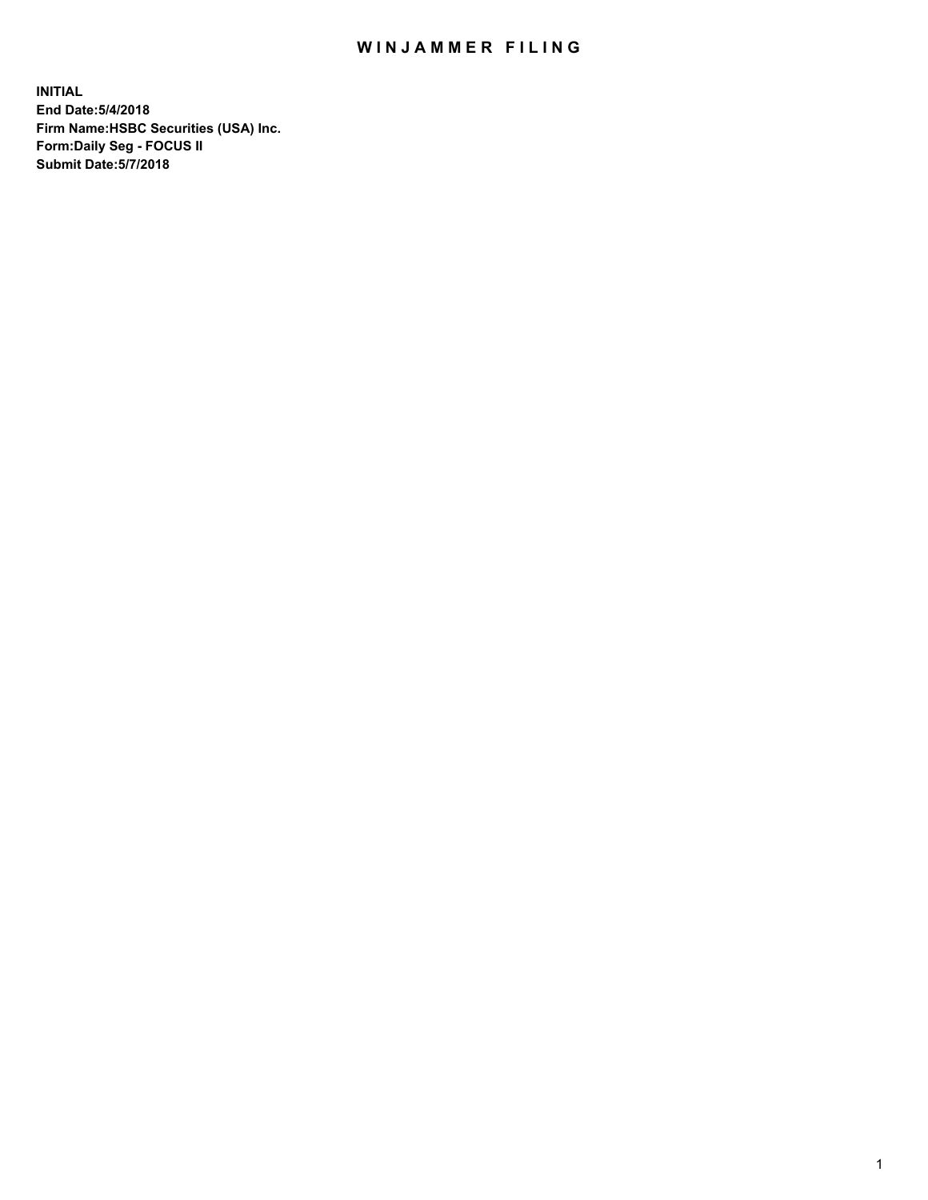# WINJAMMER FILING

**INITIAL**
**End Date:5/4/2018**
**Firm Name:HSBC Securities (USA) Inc.**
**Form:Daily Seg - FOCUS II**
**Submit Date:5/7/2018**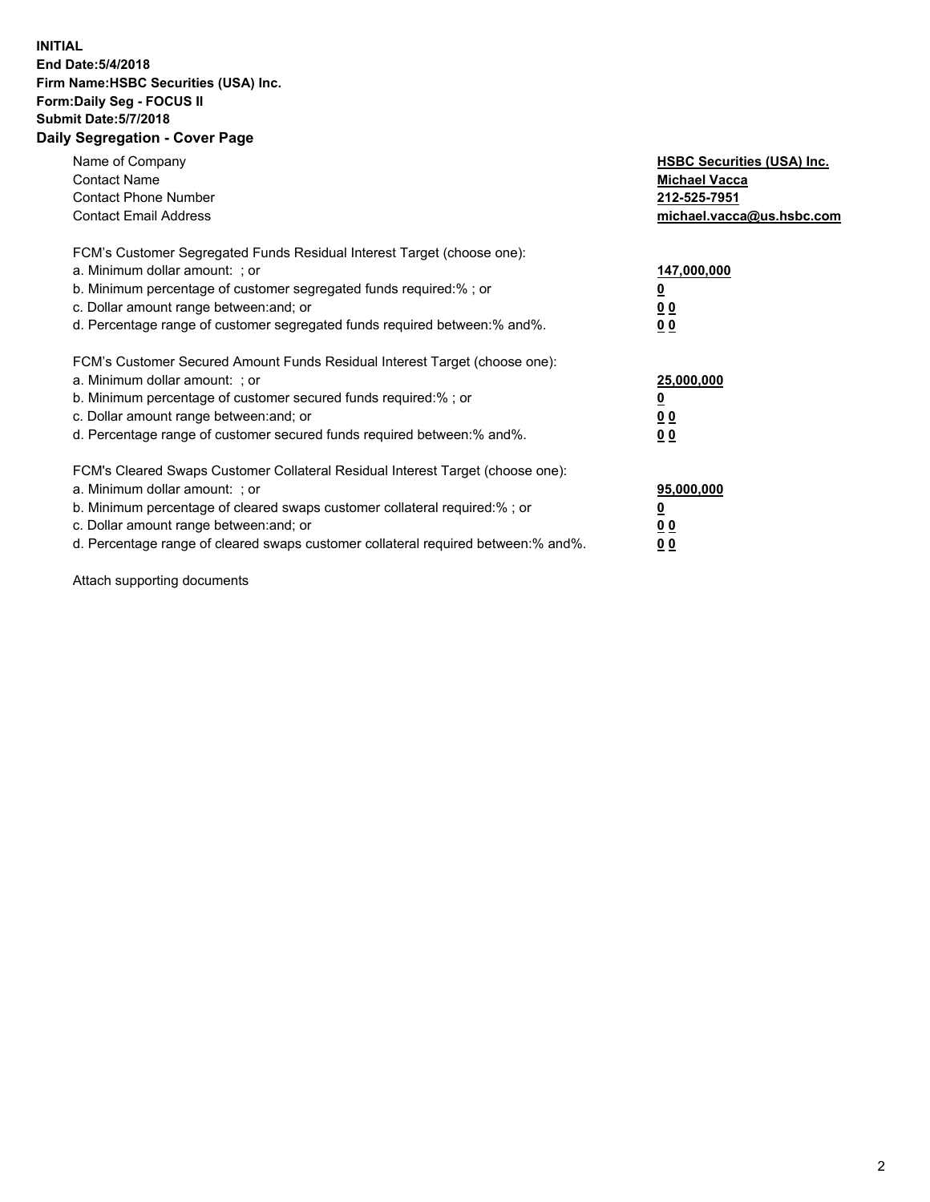**INITIAL**
**End Date:5/4/2018**
**Firm Name:HSBC Securities (USA) Inc.**
**Form:Daily Seg - FOCUS II**
**Submit Date:5/7/2018**

## Daily Segregation - Cover Page

| | |
|---|---|
| Name of Company | **HSBC Securities (USA) Inc.** |
| Contact Name | **Michael Vacca** |
| Contact Phone Number | **212-525-7951** |
| Contact Email Address | **michael.vacca@us.hsbc.com** |
| FCM's Customer Segregated Funds Residual Interest Target (choose one): | |
| a. Minimum dollar amount: ; or | **147,000,000** |
| b. Minimum percentage of customer segregated funds required:% ; or | **0** |
| c. Dollar amount range between:and; or | **0 0** |
| d. Percentage range of customer segregated funds required between:% and%. | **0 0** |
| FCM's Customer Secured Amount Funds Residual Interest Target (choose one): | |
| a. Minimum dollar amount: ; or | **25,000,000** |
| b. Minimum percentage of customer secured funds required:% ; or | **0** |
| c. Dollar amount range between:and; or | **0 0** |
| d. Percentage range of customer secured funds required between:% and%. | **0 0** |
| FCM's Cleared Swaps Customer Collateral Residual Interest Target (choose one): | |
| a. Minimum dollar amount: ; or | **95,000,000** |
| b. Minimum percentage of cleared swaps customer collateral required:% ; or | **0** |
| c. Dollar amount range between:and; or | **0 0** |
| d. Percentage range of cleared swaps customer collateral required between:% and%. | **0 0** |

Attach supporting documents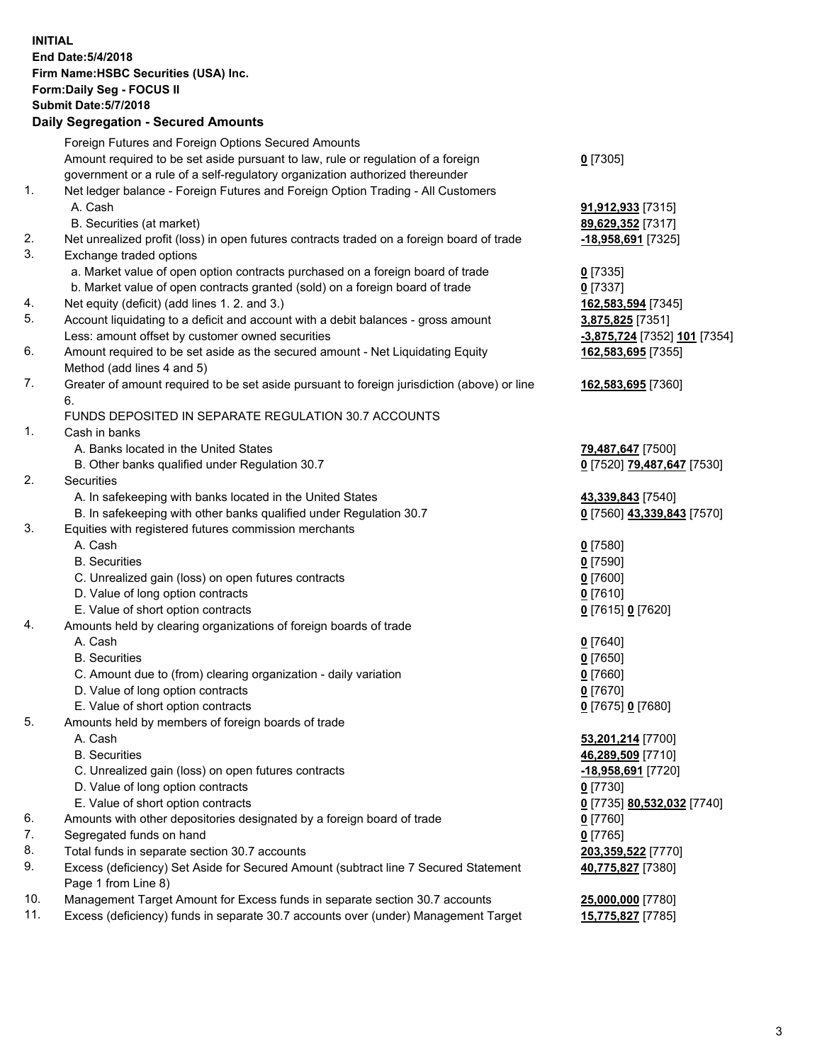**INITIAL**
**End Date:5/4/2018**
**Firm Name:HSBC Securities (USA) Inc.**
**Form:Daily Seg - FOCUS II**
**Submit Date:5/7/2018**

### Daily Segregation - Secured Amounts

| | | |
|---|---|---|
| | Foreign Futures and Foreign Options Secured Amounts | |
| | Amount required to be set aside pursuant to law, rule or regulation of a foreign government or a rule of a self-regulatory organization authorized thereunder | **0** [7305] |
| 1. | Net ledger balance - Foreign Futures and Foreign Option Trading - All Customers | |
| | A. Cash | **91,912,933** [7315] |
| | B. Securities (at market) | **89,629,352** [7317] |
| 2. | Net unrealized profit (loss) in open futures contracts traded on a foreign board of trade | **-18,958,691** [7325] |
| 3. | Exchange traded options | |
| | a. Market value of open option contracts purchased on a foreign board of trade | **0** [7335] |
| | b. Market value of open contracts granted (sold) on a foreign board of trade | **0** [7337] |
| 4. | Net equity (deficit) (add lines 1. 2. and 3.) | **162,583,594** [7345] |
| 5. | Account liquidating to a deficit and account with a debit balances - gross amount | **3,875,825** [7351] |
| | Less: amount offset by customer owned securities | **-3,875,724** [7352] **101** [7354] |
| 6. | Amount required to be set aside as the secured amount - Net Liquidating Equity Method (add lines 4 and 5) | **162,583,695** [7355] |
| 7. | Greater of amount required to be set aside pursuant to foreign jurisdiction (above) or line 6. | **162,583,695** [7360] |
| | FUNDS DEPOSITED IN SEPARATE REGULATION 30.7 ACCOUNTS | |
| 1. | Cash in banks | |
| | A. Banks located in the United States | **79,487,647** [7500] |
| | B. Other banks qualified under Regulation 30.7 | **0** [7520] **79,487,647** [7530] |
| 2. | Securities | |
| | A. In safekeeping with banks located in the United States | **43,339,843** [7540] |
| | B. In safekeeping with other banks qualified under Regulation 30.7 | **0** [7560] **43,339,843** [7570] |
| 3. | Equities with registered futures commission merchants | |
| | A. Cash | **0** [7580] |
| | B. Securities | **0** [7590] |
| | C. Unrealized gain (loss) on open futures contracts | **0** [7600] |
| | D. Value of long option contracts | **0** [7610] |
| | E. Value of short option contracts | **0** [7615] **0** [7620] |
| 4. | Amounts held by clearing organizations of foreign boards of trade | |
| | A. Cash | **0** [7640] |
| | B. Securities | **0** [7650] |
| | C. Amount due to (from) clearing organization - daily variation | **0** [7660] |
| | D. Value of long option contracts | **0** [7670] |
| | E. Value of short option contracts | **0** [7675] **0** [7680] |
| 5. | Amounts held by members of foreign boards of trade | |
| | A. Cash | **53,201,214** [7700] |
| | B. Securities | **46,289,509** [7710] |
| | C. Unrealized gain (loss) on open futures contracts | **-18,958,691** [7720] |
| | D. Value of long option contracts | **0** [7730] |
| | E. Value of short option contracts | **0** [7735] **80,532,032** [7740] |
| 6. | Amounts with other depositories designated by a foreign board of trade | **0** [7760] |
| 7. | Segregated funds on hand | **0** [7765] |
| 8. | Total funds in separate section 30.7 accounts | **203,359,522** [7770] |
| 9. | Excess (deficiency) Set Aside for Secured Amount (subtract line 7 Secured Statement Page 1 from Line 8) | **40,775,827** [7380] |
| 10. | Management Target Amount for Excess funds in separate section 30.7 accounts | **25,000,000** [7780] |
| 11. | Excess (deficiency) funds in separate 30.7 accounts over (under) Management Target | **15,775,827** [7785] |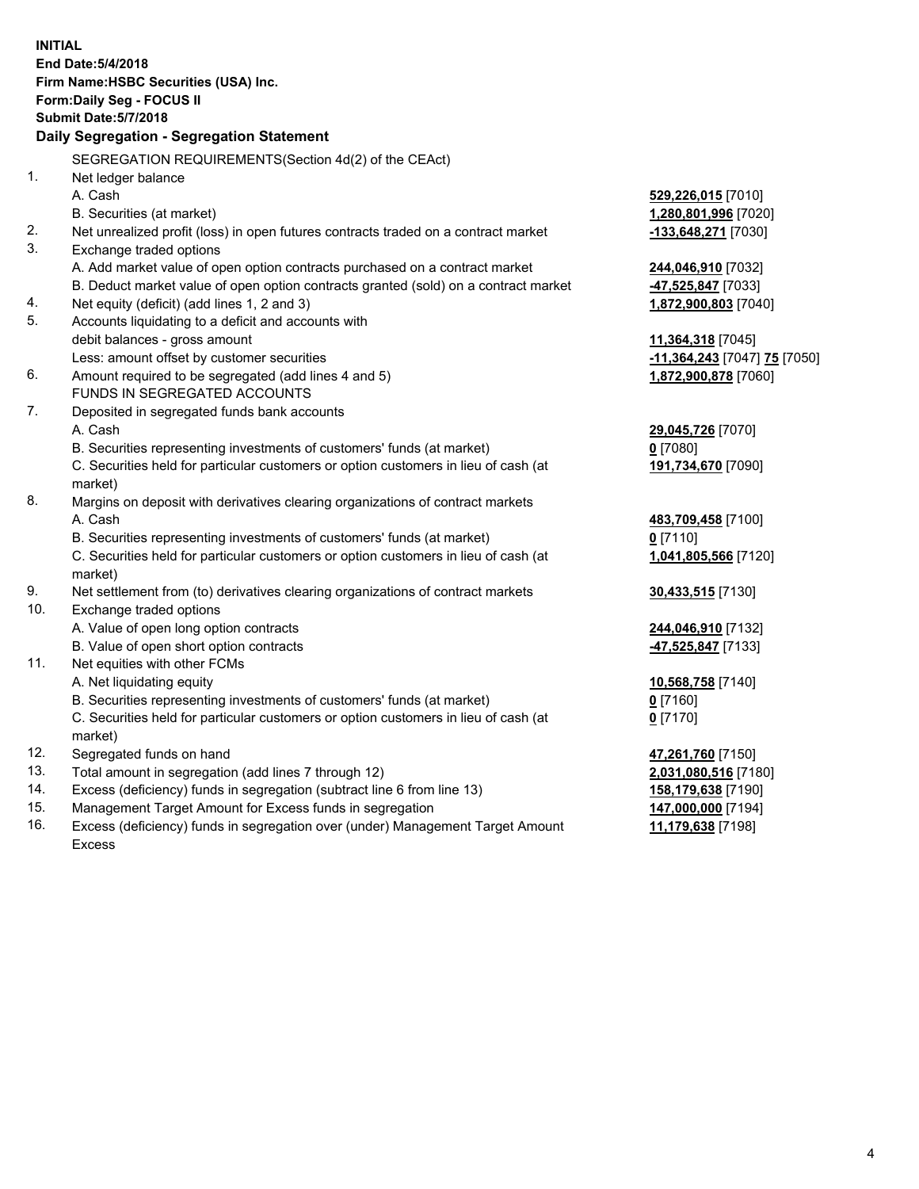**INITIAL**
**End Date:5/4/2018**
**Firm Name:HSBC Securities (USA) Inc.**
**Form:Daily Seg - FOCUS II**
**Submit Date:5/7/2018**

## Daily Segregation - Segregation Statement

SEGREGATION REQUIREMENTS(Section 4d(2) of the CEAct)

| | | |
|---|---|---|
| 1. | Net ledger balance | |
| | A. Cash | 529,226,015 [7010] |
| | B. Securities (at market) | 1,280,801,996 [7020] |
| 2. | Net unrealized profit (loss) in open futures contracts traded on a contract market | -133,648,271 [7030] |
| 3. | Exchange traded options | |
| | A. Add market value of open option contracts purchased on a contract market | 244,046,910 [7032] |
| | B. Deduct market value of open option contracts granted (sold) on a contract market | -47,525,847 [7033] |
| 4. | Net equity (deficit) (add lines 1, 2 and 3) | 1,872,900,803 [7040] |
| 5. | Accounts liquidating to a deficit and accounts with | |
| | debit balances - gross amount | 11,364,318 [7045] |
| | Less: amount offset by customer securities | -11,364,243 [7047] 75 [7050] |
| 6. | Amount required to be segregated (add lines 4 and 5) | 1,872,900,878 [7060] |
| | FUNDS IN SEGREGATED ACCOUNTS | |
| 7. | Deposited in segregated funds bank accounts | |
| | A. Cash | 29,045,726 [7070] |
| | B. Securities representing investments of customers' funds (at market) | 0 [7080] |
| | C. Securities held for particular customers or option customers in lieu of cash (at market) | 191,734,670 [7090] |
| 8. | Margins on deposit with derivatives clearing organizations of contract markets | |
| | A. Cash | 483,709,458 [7100] |
| | B. Securities representing investments of customers' funds (at market) | 0 [7110] |
| | C. Securities held for particular customers or option customers in lieu of cash (at market) | 1,041,805,566 [7120] |
| 9. | Net settlement from (to) derivatives clearing organizations of contract markets | 30,433,515 [7130] |
| 10. | Exchange traded options | |
| | A. Value of open long option contracts | 244,046,910 [7132] |
| | B. Value of open short option contracts | -47,525,847 [7133] |
| 11. | Net equities with other FCMs | |
| | A. Net liquidating equity | 10,568,758 [7140] |
| | B. Securities representing investments of customers' funds (at market) | 0 [7160] |
| | C. Securities held for particular customers or option customers in lieu of cash (at market) | 0 [7170] |
| 12. | Segregated funds on hand | 47,261,760 [7150] |
| 13. | Total amount in segregation (add lines 7 through 12) | 2,031,080,516 [7180] |
| 14. | Excess (deficiency) funds in segregation (subtract line 6 from line 13) | 158,179,638 [7190] |
| 15. | Management Target Amount for Excess funds in segregation | 147,000,000 [7194] |
| 16. | Excess (deficiency) funds in segregation over (under) Management Target Amount Excess | 11,179,638 [7198] |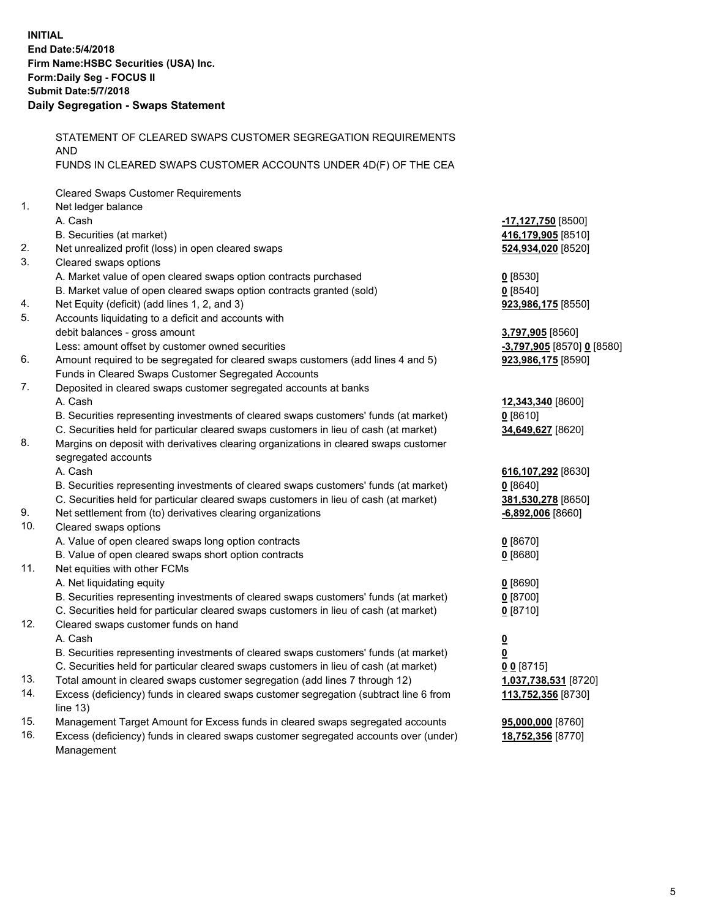**INITIAL**
**End Date:5/4/2018**
**Firm Name:HSBC Securities (USA) Inc.**
**Form:Daily Seg - FOCUS II**
**Submit Date:5/7/2018**
**Daily Segregation - Swaps Statement**

STATEMENT OF CLEARED SWAPS CUSTOMER SEGREGATION REQUIREMENTS AND
FUNDS IN CLEARED SWAPS CUSTOMER ACCOUNTS UNDER 4D(F) OF THE CEA

| | | |
|---|---|---|
| | Cleared Swaps Customer Requirements | |
| 1. | Net ledger balance | |
| | A. Cash | **-17,127,750** [8500] |
| | B. Securities (at market) | **416,179,905** [8510] |
| 2. | Net unrealized profit (loss) in open cleared swaps | **524,934,020** [8520] |
| 3. | Cleared swaps options | |
| | A. Market value of open cleared swaps option contracts purchased | **0** [8530] |
| | B. Market value of open cleared swaps option contracts granted (sold) | **0** [8540] |
| 4. | Net Equity (deficit) (add lines 1, 2, and 3) | **923,986,175** [8550] |
| 5. | Accounts liquidating to a deficit and accounts with | |
| | debit balances - gross amount | **3,797,905** [8560] |
| | Less: amount offset by customer owned securities | **-3,797,905** [8570] **0** [8580] |
| 6. | Amount required to be segregated for cleared swaps customers (add lines 4 and 5) | **923,986,175** [8590] |
| | Funds in Cleared Swaps Customer Segregated Accounts | |
| 7. | Deposited in cleared swaps customer segregated accounts at banks | |
| | A. Cash | **12,343,340** [8600] |
| | B. Securities representing investments of cleared swaps customers' funds (at market) | **0** [8610] |
| | C. Securities held for particular cleared swaps customers in lieu of cash (at market) | **34,649,627** [8620] |
| 8. | Margins on deposit with derivatives clearing organizations in cleared swaps customer segregated accounts | |
| | A. Cash | **616,107,292** [8630] |
| | B. Securities representing investments of cleared swaps customers' funds (at market) | **0** [8640] |
| | C. Securities held for particular cleared swaps customers in lieu of cash (at market) | **381,530,278** [8650] |
| 9. | Net settlement from (to) derivatives clearing organizations | **-6,892,006** [8660] |
| 10. | Cleared swaps options | |
| | A. Value of open cleared swaps long option contracts | **0** [8670] |
| | B. Value of open cleared swaps short option contracts | **0** [8680] |
| 11. | Net equities with other FCMs | |
| | A. Net liquidating equity | **0** [8690] |
| | B. Securities representing investments of cleared swaps customers' funds (at market) | **0** [8700] |
| | C. Securities held for particular cleared swaps customers in lieu of cash (at market) | **0** [8710] |
| 12. | Cleared swaps customer funds on hand | |
| | A. Cash | **0** |
| | B. Securities representing investments of cleared swaps customers' funds (at market) | **0** |
| | C. Securities held for particular cleared swaps customers in lieu of cash (at market) | **0** **0** [8715] |
| 13. | Total amount in cleared swaps customer segregation (add lines 7 through 12) | **1,037,738,531** [8720] |
| 14. | Excess (deficiency) funds in cleared swaps customer segregation (subtract line 6 from line 13) | **113,752,356** [8730] |
| 15. | Management Target Amount for Excess funds in cleared swaps segregated accounts | **95,000,000** [8760] |
| 16. | Excess (deficiency) funds in cleared swaps customer segregated accounts over (under) Management | **18,752,356** [8770] |